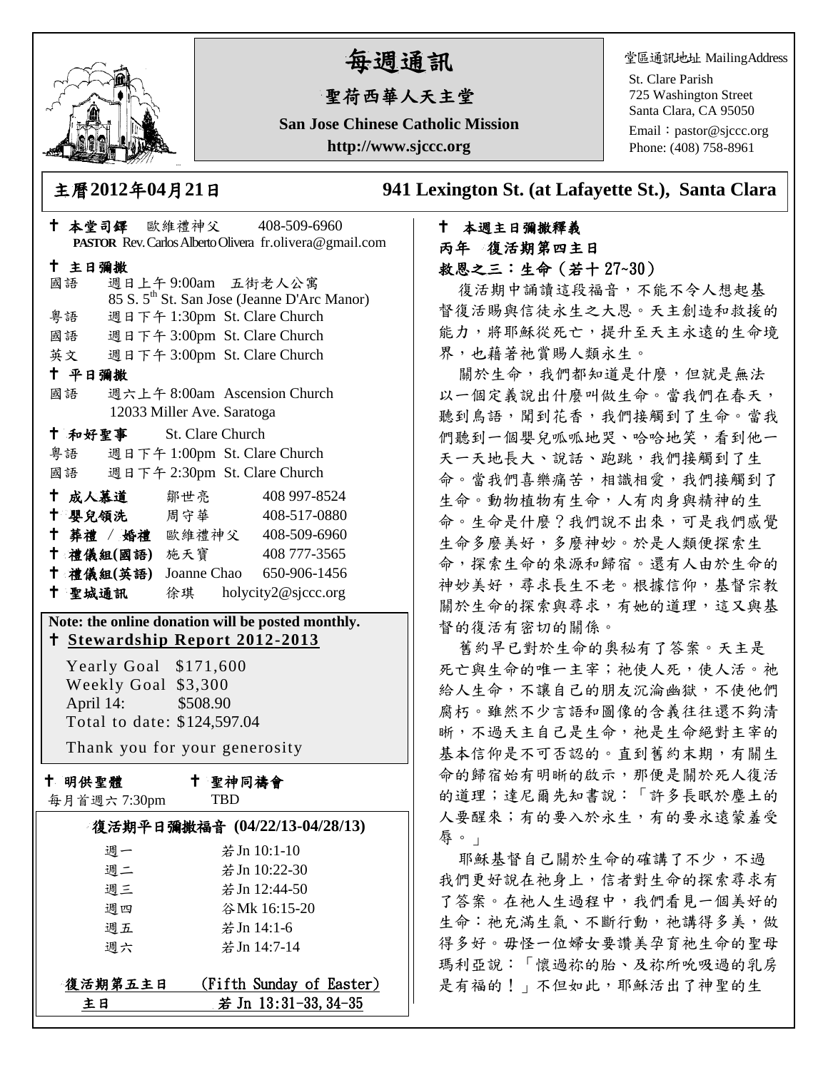# 每週通訊

## 聖荷西華人天主堂

**San Jose Chinese Catholic Mission**

**http://www.sjccc.org**

堂區通訊地址 MailingAddress

St. Clare Parish
725 Washington Street
Santa Clara, CA 95050
Email：pastor@sjccc.org
Phone: (408) 758-8961

**主曆2012年04月21日** **941 Lexington St. (at Lafayette St.), Santa Clara**

✝ **本堂司鐸** 歐維禮神父 408-509-6960
**PASTOR** Rev. Carlos Alberto Olivera fr.olivera@gmail.com

✝ **主日彌撒**

國語 週日上午 9:00am 五街老人公寓
85 S. 5th St. San Jose (Jeanne D'Arc Manor)

粵語 週日下午 1:30pm St. Clare Church

國語 週日下午 3:00pm St. Clare Church

英文 週日下午 3:00pm St. Clare Church

✝ **平日彌撒**

國語 週六上午 8:00am Ascension Church
12033 Miller Ave. Saratoga

✝ **和好聖事** St. Clare Church

粵語 週日下午 1:00pm St. Clare Church

國語 週日下午 2:30pm St. Clare Church

✝ **成人慕道** 鄒世亮 408 997-8524
✝ **嬰兒領洗** 周守華 408-517-0880
✝ **葬禮 / 婚禮** 歐維禮神父 408-509-6960
✝ **禮儀組(國語)** 施天寶 408 777-3565
✝ **禮儀組(英語)** Joanne Chao 650-906-1456
✝ **聖城通訊** 徐琪 holycity2@sjccc.org

**Note: the online donation will be posted monthly.**

✝ **Stewardship Report 2012-2013**

Yearly Goal $171,600
Weekly Goal $3,300
April 14: $508.90
Total to date: $124,597.04

Thank you for your generosity

✝ **明供聖體** 每月首週六 7:30pm
✝ **聖神同禱會** TBD

**復活期平日彌撒福音 (04/22/13-04/28/13)**

| | |
|---|---|
| 週一 | 若Jn 10:1-10 |
| 週二 | 若Jn 10:22-30 |
| 週三 | 若Jn 12:44-50 |
| 週四 | 谷Mk 16:15-20 |
| 週五 | 若Jn 14:1-6 |
| 週六 | 若Jn 14:7-14 |

**復活期第五主日** (Fifth Sunday of Easter)
**主日** 若 Jn 13:31-33, 34-35

✝ **本週主日彌撒釋義**

**丙年 復活期第四主日**

**救恩之三：生命（若十 27~30）**

復活期中誦讀這段福音，不能不令人想起基督復活賜與信徒永生之大恩。天主創造和救援的能力，將耶穌從死亡，提升至天主永遠的生命境界，也藉著祂賞賜人類永生。

關於生命，我們都知道是什麼，但就是無法以一個定義說出什麼叫做生命。當我們在春天，聽到鳥語，聞到花香，我們接觸到了生命。當我們聽到一個嬰兒呱呱地哭、哈哈地笑，看到他一天一天地長大、說話、跑跳，我們接觸到了生命。當我們喜樂痛苦，相識相愛，我們接觸到了生命。動物植物有生命，人有肉身與精神的生命。生命是什麼？我們說不出來，可是我們感覺生命多麼美好，多麼神妙。於是人類便探索生命，探索生命的來源和歸宿。還有人由於生命的神妙美好，尋求長生不老。根據信仰，基督宗教關於生命的探索與尋求，有她的道理，這又與基督的復活有密切的關係。

舊約早已對於生命的奧秘有了答案。天主是死亡與生命的唯一主宰；祂使人死，使人活。祂給人生命，不讓自己的朋友沉淪幽獄，不使他們腐朽。雖然不少言語和圖像的含義往往還不夠清晰，不過天主自己是生命，祂是生命絕對主宰的基本信仰是不可否認的。直到舊約末期，有關生命的歸宿始有明晰的啟示，那便是關於死人復活的道理；達尼爾先知書說：「許多長眠於塵土的人要醒來；有的要入於永生，有的要永遠蒙羞受辱。」

耶穌基督自己關於生命的確講了不少，不過我們更好說在祂身上，信者對生命的探索尋求有了答案。在祂人生過程中，我們看見一個美好的生命：祂充滿生氣、不斷行動，祂講得多美，做得多好。毋怪一位婦女要讚美孕育祂生命的聖母瑪利亞說：「懷過祢的胎、及祢所吮吸過的乳房是有福的！」不但如此，耶穌活出了神聖的生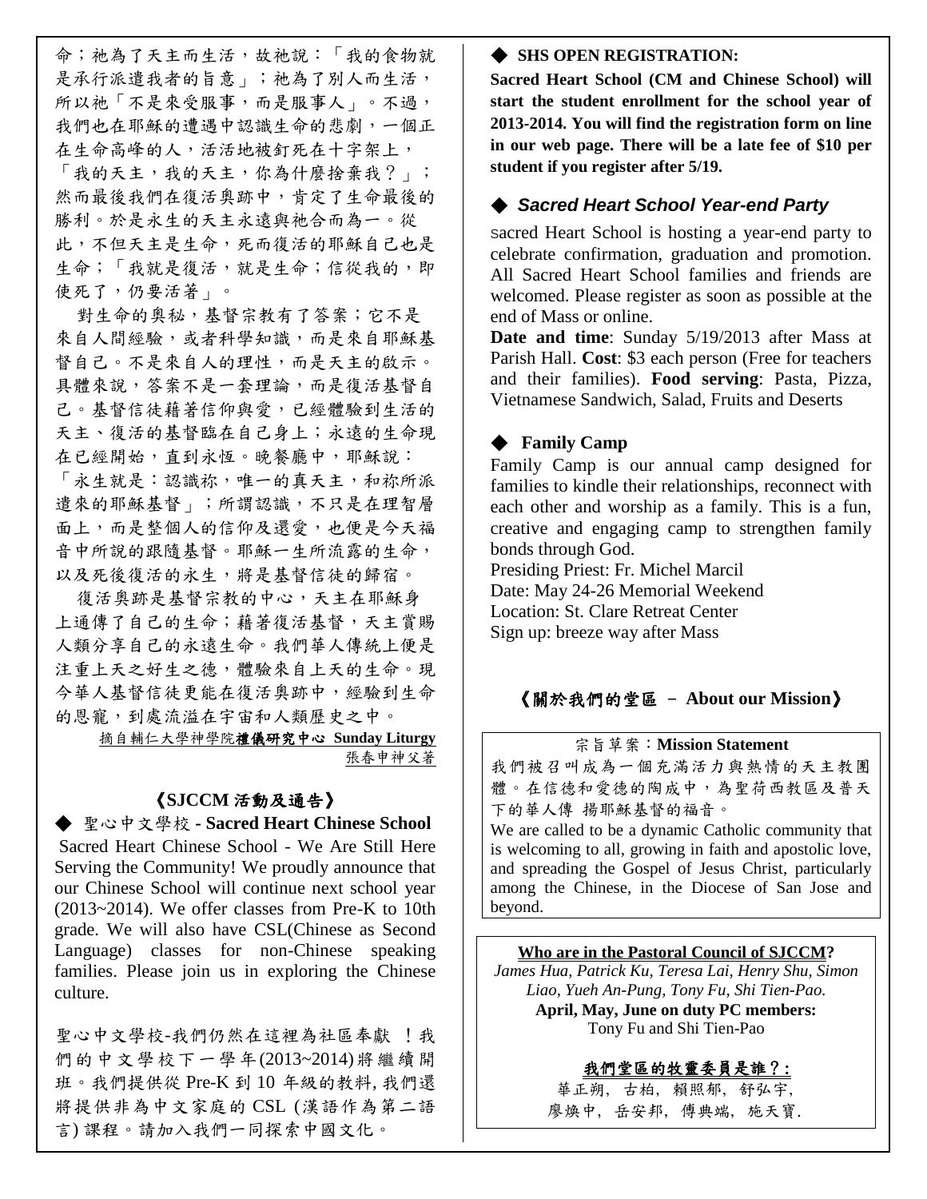命；祂為了天主而生活，故祂說：「我的食物就是承行派遣我者的旨意」；祂為了別人而生活，所以祂「不是來受服事，而是服事人」。不過，我們也在耶穌的遭遇中認識生命的悲劇，一個正在生命高峰的人，活活地被釘死在十字架上，「我的天主，我的天主，你為什麼捨棄我？」；然而最後我們在復活奧跡中，肯定了生命最後的勝利。於是永生的天主永遠與祂合而為一。從此，不但天主是生命，死而復活的耶穌自己也是生命；「我就是復活，就是生命；信從我的，即使死了，仍要活著」。

對生命的奧秘，基督宗教有了答案；它不是來自人間經驗，或者科學知識，而是來自耶穌基督自己。不是來自人的理性，而是天主的啟示。具體來說，答案不是一套理論，而是復活基督自己。基督信徒藉著信仰與愛，已經體驗到生活的天主、復活的基督臨在自己身上；永遠的生命現在已經開始，直到永恆。晚餐廳中，耶穌說：「永生就是：認識祢，唯一的真天主，和祢所派遣來的耶穌基督」；所謂認識，不只是在理智層面上，而是整個人的信仰及還愛，也便是今天福音中所說的跟隨基督。耶穌一生所流露的生命，以及死後復活的永生，將是基督信徒的歸宿。

復活奧跡是基督宗教的中心，天主在耶穌身上通傳了自己的生命；藉著復活基督，天主賞賜人類分享自己的永遠生命。我們華人傳統上便是注重上天之好生之德，體驗來自上天的生命。現今華人基督信徒更能在復活奧跡中，經驗到生命的恩寵，到處流溢在宇宙和人類歷史之中。

摘自輔仁大學神學院**禮儀研究中心 Sunday Liturgy**
張春申神父著

## 《SJCCM 活動及通告》

### ◆ 聖心中文學校 - Sacred Heart Chinese School

Sacred Heart Chinese School - We Are Still Here Serving the Community! We proudly announce that our Chinese School will continue next school year (2013~2014). We offer classes from Pre-K to 10th grade. We will also have CSL(Chinese as Second Language) classes for non-Chinese speaking families. Please join us in exploring the Chinese culture.

聖心中文學校-我們仍然在這裡為社區奉獻 ！我們的中文學校下一學年(2013~2014)將繼續開班。我們提供從 Pre-K 到 10 年級的教料, 我們還將提供非為中文家庭的 CSL (漢語作為第二語言) 課程。請加入我們一同探索中國文化。

### ◆ SHS OPEN REGISTRATION:

**Sacred Heart School (CM and Chinese School) will start the student enrollment for the school year of 2013-2014. You will find the registration form on line in our web page. There will be a late fee of $10 per student if you register after 5/19.**

### ◆ *Sacred Heart School Year-end Party*

Sacred Heart School is hosting a year-end party to celebrate confirmation, graduation and promotion. All Sacred Heart School families and friends are welcomed. Please register as soon as possible at the end of Mass or online.

**Date and time**: Sunday 5/19/2013 after Mass at Parish Hall. **Cost**: $3 each person (Free for teachers and their families). **Food serving**: Pasta, Pizza, Vietnamese Sandwich, Salad, Fruits and Deserts

### ◆ Family Camp

Family Camp is our annual camp designed for families to kindle their relationships, reconnect with each other and worship as a family. This is a fun, creative and engaging camp to strengthen family bonds through God.

Presiding Priest: Fr. Michel Marcil
Date: May 24-26 Memorial Weekend
Location: St. Clare Retreat Center
Sign up: breeze way after Mass

## 《關於我們的堂區 – About our Mission》

宗旨草案：**Mission Statement**

我們被召叫成為一個充滿活力與熱情的天主教團體。在信德和愛德的陶成中，為聖荷西教區及普天下的華人傳 揚耶穌基督的福音。

We are called to be a dynamic Catholic community that is welcoming to all, growing in faith and apostolic love, and spreading the Gospel of Jesus Christ, particularly among the Chinese, in the Diocese of San Jose and beyond.

**Who are in the Pastoral Council of SJCCM?**

*James Hua, Patrick Ku, Teresa Lai, Henry Shu, Simon Liao, Yueh An-Pung, Tony Fu, Shi Tien-Pao.*

**April, May, June on duty PC members:**
Tony Fu and Shi Tien-Pao

**我們堂區的牧靈委員是誰？:**

華正朔，古柏，賴照郁，舒弘宇，
廖煥中，岳安邦，傅典端，施天寶.